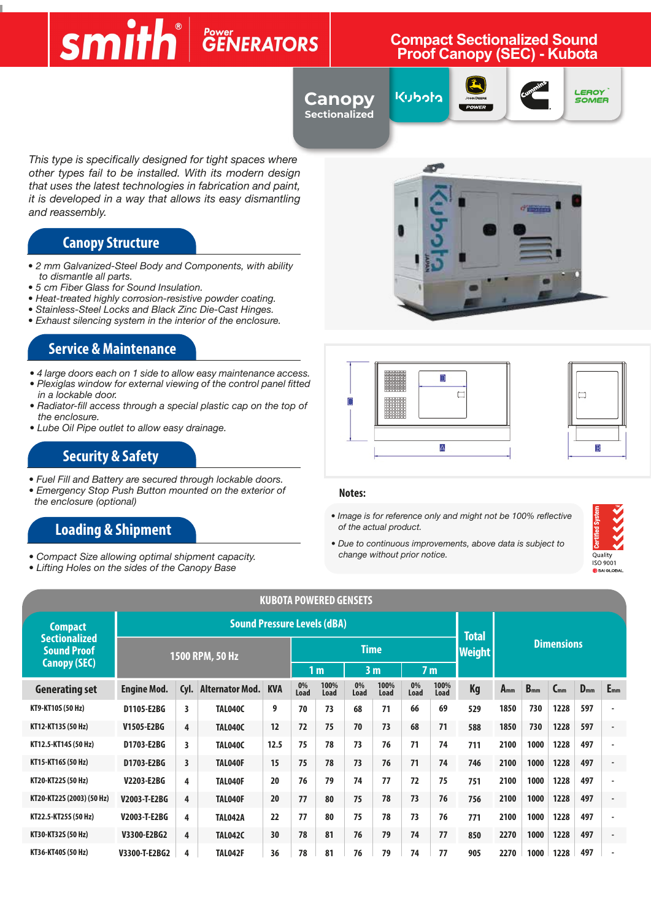# smith® Power GENERATORS

## Compact Sectionalized Sound Proof Canopy (SEC) - Kubota

Canopy Sectionalized

*This type is specifically designed for tight spaces where other types fail to be installed. With its modern design that uses the latest technologies in fabrication and paint, it is developed in a way that allows its easy dismantling and reassembly.*

## Canopy Structure

- *2 mm Galvanized-Steel Body and Components, with ability to dismantle all parts.*
- *5 cm Fiber Glass for Sound Insulation.*
- *Heat-treated highly corrosion-resistive powder coating.*
- *Stainless-Steel Locks and Black Zinc Die-Cast Hinges.*
- *Exhaust silencing system in the interior of the enclosure.*

## Service & Maintenance

- *4 large doors each on 1 side to allow easy maintenance access.*
- *Plexiglas window for external viewing of the control panel fitted in a lockable door.*
- *Radiator-fill access through a special plastic cap on the top of the enclosure.*
- *Lube Oil Pipe outlet to allow easy drainage.*

## Security & Safety

- *Fuel Fill and Battery are secured through lockable doors.*
- *Emergency Stop Push Button mounted on the exterior of the enclosure (optional)*

## Loading & Shipment

- *Compact Size allowing optimal shipment capacity.*
- *Lifting Holes on the sides of the Canopy Base*

### Notes:

- *Image is for reference only and might not be 100% reflective of the actual product.*
- *Due to continuous improvements, above data is subject to change without prior notice.*

Certified System Quality ISO 9001 SAI GLOBAL

## KUBOTA POWERED GENSETS

| Compact Sectionalized Sound Proof Canopy (SEC) | Sound Pressure Levels (dBA) | | | | | | | | | | Total Weight | Dimensions | | | | |
|---|---|---|---|---|---|---|---|---|---|---|---|---|---|---|---|---|
| | 1500 RPM, 50 Hz | | | | Time | | | | | | | | | | | |
| | | | | | 1 m | | 3 m | | 7 m | | | | | | | |
| Generating set | Engine Mod. | Cyl. | Alternator Mod. | KVA | 0% Load | 100% Load | 0% Load | 100% Load | 0% Load | 100% Load | Kg | A mm | B mm | C mm | D mm | E mm |
| KT9-KT10S (50 Hz) | D1105-E2BG | 3 | TAL040C | 9 | 70 | 73 | 68 | 71 | 66 | 69 | 529 | 1850 | 730 | 1228 | 597 | - |
| KT12-KT13S (50 Hz) | V1505-E2BG | 4 | TAL040C | 12 | 72 | 75 | 70 | 73 | 68 | 71 | 588 | 1850 | 730 | 1228 | 597 | - |
| KT12.5-KT14S (50 Hz) | D1703-E2BG | 3 | TAL040C | 12.5 | 75 | 78 | 73 | 76 | 71 | 74 | 711 | 2100 | 1000 | 1228 | 497 | - |
| KT15-KT16S (50 Hz) | D1703-E2BG | 3 | TAL040F | 15 | 75 | 78 | 73 | 76 | 71 | 74 | 746 | 2100 | 1000 | 1228 | 497 | - |
| KT20-KT22S (50 Hz) | V2203-E2BG | 4 | TAL040F | 20 | 76 | 79 | 74 | 77 | 72 | 75 | 751 | 2100 | 1000 | 1228 | 497 | - |
| KT20-KT22S (2003) (50 Hz) | V2003-T-E2BG | 4 | TAL040F | 20 | 77 | 80 | 75 | 78 | 73 | 76 | 756 | 2100 | 1000 | 1228 | 497 | - |
| KT22.5-KT25S (50 Hz) | V2003-T-E2BG | 4 | TAL042A | 22 | 77 | 80 | 75 | 78 | 73 | 76 | 771 | 2100 | 1000 | 1228 | 497 | - |
| KT30-KT32S (50 Hz) | V3300-E2BG2 | 4 | TAL042C | 30 | 78 | 81 | 76 | 79 | 74 | 77 | 850 | 2270 | 1000 | 1228 | 497 | - |
| KT36-KT40S (50 Hz) | V3300-T-E2BG2 | 4 | TAL042F | 36 | 78 | 81 | 76 | 79 | 74 | 77 | 905 | 2270 | 1000 | 1228 | 497 | - |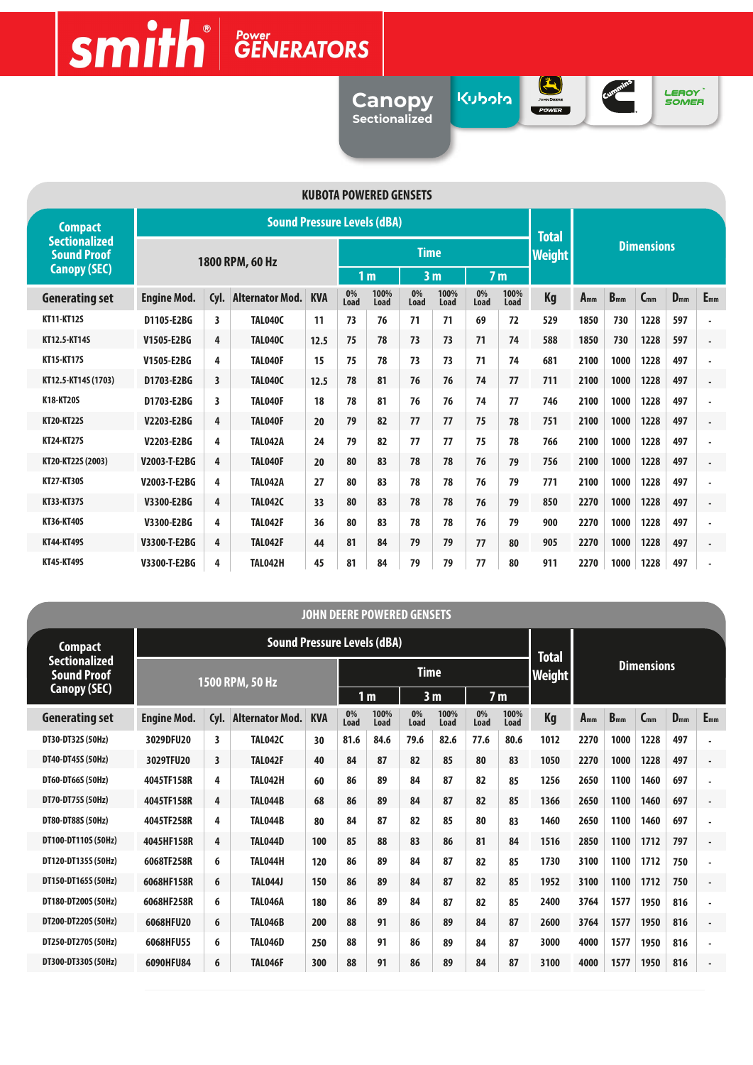smith® Power GENERATORS

Canopy Sectionalized

Kubota | John Deere POWER | Cummins | Leroy Somer

## KUBOTA POWERED GENSETS

| Compact Sectionalized Sound Proof Canopy (SEC) | Sound Pressure Levels (dBA) | | | | | | | | | | Total Weight | Dimensions | | | | |
|---|---|---|---|---|---|---|---|---|---|---|---|---|---|---|---|---|
| | 1800 RPM, 60 Hz | | | | Time | | | | | | | | | | | |
| | | | | | 1 m | | 3 m | | 7 m | | | | | | | |
| Generating set | Engine Mod. | Cyl. | Alternator Mod. | KVA | 0% Load | 100% Load | 0% Load | 100% Load | 0% Load | 100% Load | Kg | A mm | B mm | C mm | D mm | E mm |
| KT11-KT12S | D1105-E2BG | 3 | TAL040C | 11 | 73 | 76 | 71 | 71 | 69 | 72 | 529 | 1850 | 730 | 1228 | 597 | - |
| KT12.5-KT14S | V1505-E2BG | 4 | TAL040C | 12.5 | 75 | 78 | 73 | 73 | 71 | 74 | 588 | 1850 | 730 | 1228 | 597 | - |
| KT15-KT17S | V1505-E2BG | 4 | TAL040F | 15 | 75 | 78 | 73 | 73 | 71 | 74 | 681 | 2100 | 1000 | 1228 | 497 | - |
| KT12.5-KT14S (1703) | D1703-E2BG | 3 | TAL040C | 12.5 | 78 | 81 | 76 | 76 | 74 | 77 | 711 | 2100 | 1000 | 1228 | 497 | - |
| K18-KT20S | D1703-E2BG | 3 | TAL040F | 18 | 78 | 81 | 76 | 76 | 74 | 77 | 746 | 2100 | 1000 | 1228 | 497 | - |
| KT20-KT22S | V2203-E2BG | 4 | TAL040F | 20 | 79 | 82 | 77 | 77 | 75 | 78 | 751 | 2100 | 1000 | 1228 | 497 | - |
| KT24-KT27S | V2203-E2BG | 4 | TAL042A | 24 | 79 | 82 | 77 | 77 | 75 | 78 | 766 | 2100 | 1000 | 1228 | 497 | - |
| KT20-KT22S (2003) | V2003-T-E2BG | 4 | TAL040F | 20 | 80 | 83 | 78 | 78 | 76 | 79 | 756 | 2100 | 1000 | 1228 | 497 | - |
| KT27-KT30S | V2003-T-E2BG | 4 | TAL042A | 27 | 80 | 83 | 78 | 78 | 76 | 79 | 771 | 2100 | 1000 | 1228 | 497 | - |
| KT33-KT37S | V3300-E2BG | 4 | TAL042C | 33 | 80 | 83 | 78 | 78 | 76 | 79 | 850 | 2270 | 1000 | 1228 | 497 | - |
| KT36-KT40S | V3300-E2BG | 4 | TAL042F | 36 | 80 | 83 | 78 | 78 | 76 | 79 | 900 | 2270 | 1000 | 1228 | 497 | - |
| KT44-KT49S | V3300-T-E2BG | 4 | TAL042F | 44 | 81 | 84 | 79 | 79 | 77 | 80 | 905 | 2270 | 1000 | 1228 | 497 | - |
| KT45-KT49S | V3300-T-E2BG | 4 | TAL042H | 45 | 81 | 84 | 79 | 79 | 77 | 80 | 911 | 2270 | 1000 | 1228 | 497 | - |

## JOHN DEERE POWERED GENSETS

| Compact Sectionalized Sound Proof Canopy (SEC) | Sound Pressure Levels (dBA) | | | | | | | | | | Total Weight | Dimensions | | | | |
|---|---|---|---|---|---|---|---|---|---|---|---|---|---|---|---|---|
| | 1500 RPM, 50 Hz | | | | Time | | | | | | | | | | | |
| | | | | | 1 m | | 3 m | | 7 m | | | | | | | |
| Generating set | Engine Mod. | Cyl. | Alternator Mod. | KVA | 0% Load | 100% Load | 0% Load | 100% Load | 0% Load | 100% Load | Kg | A mm | B mm | C mm | D mm | E mm |
| DT30-DT32S (50Hz) | 3029DFU20 | 3 | TAL042C | 30 | 81.6 | 84.6 | 79.6 | 82.6 | 77.6 | 80.6 | 1012 | 2270 | 1000 | 1228 | 497 | - |
| DT40-DT45S (50Hz) | 3029TFU20 | 3 | TAL042F | 40 | 84 | 87 | 82 | 85 | 80 | 83 | 1050 | 2270 | 1000 | 1228 | 497 | - |
| DT60-DT66S (50Hz) | 4045TF158R | 4 | TAL042H | 60 | 86 | 89 | 84 | 87 | 82 | 85 | 1256 | 2650 | 1100 | 1460 | 697 | - |
| DT70-DT75S (50Hz) | 4045TF158R | 4 | TAL044B | 68 | 86 | 89 | 84 | 87 | 82 | 85 | 1366 | 2650 | 1100 | 1460 | 697 | - |
| DT80-DT88S (50Hz) | 4045TF258R | 4 | TAL044B | 80 | 84 | 87 | 82 | 85 | 80 | 83 | 1460 | 2650 | 1100 | 1460 | 697 | - |
| DT100-DT110S (50Hz) | 4045HF158R | 4 | TAL044D | 100 | 85 | 88 | 83 | 86 | 81 | 84 | 1516 | 2850 | 1100 | 1712 | 797 | - |
| DT120-DT135S (50Hz) | 6068TF258R | 6 | TAL044H | 120 | 86 | 89 | 84 | 87 | 82 | 85 | 1730 | 3100 | 1100 | 1712 | 750 | - |
| DT150-DT165S (50Hz) | 6068HF158R | 6 | TAL044J | 150 | 86 | 89 | 84 | 87 | 82 | 85 | 1952 | 3100 | 1100 | 1712 | 750 | - |
| DT180-DT200S (50Hz) | 6068HF258R | 6 | TAL046A | 180 | 86 | 89 | 84 | 87 | 82 | 85 | 2400 | 3764 | 1577 | 1950 | 816 | - |
| DT200-DT220S (50Hz) | 6068HFU20 | 6 | TAL046B | 200 | 88 | 91 | 86 | 89 | 84 | 87 | 2600 | 3764 | 1577 | 1950 | 816 | - |
| DT250-DT270S (50Hz) | 6068HFU55 | 6 | TAL046D | 250 | 88 | 91 | 86 | 89 | 84 | 87 | 3000 | 4000 | 1577 | 1950 | 816 | - |
| DT300-DT330S (50Hz) | 6090HFU84 | 6 | TAL046F | 300 | 88 | 91 | 86 | 89 | 84 | 87 | 3100 | 4000 | 1577 | 1950 | 816 | - |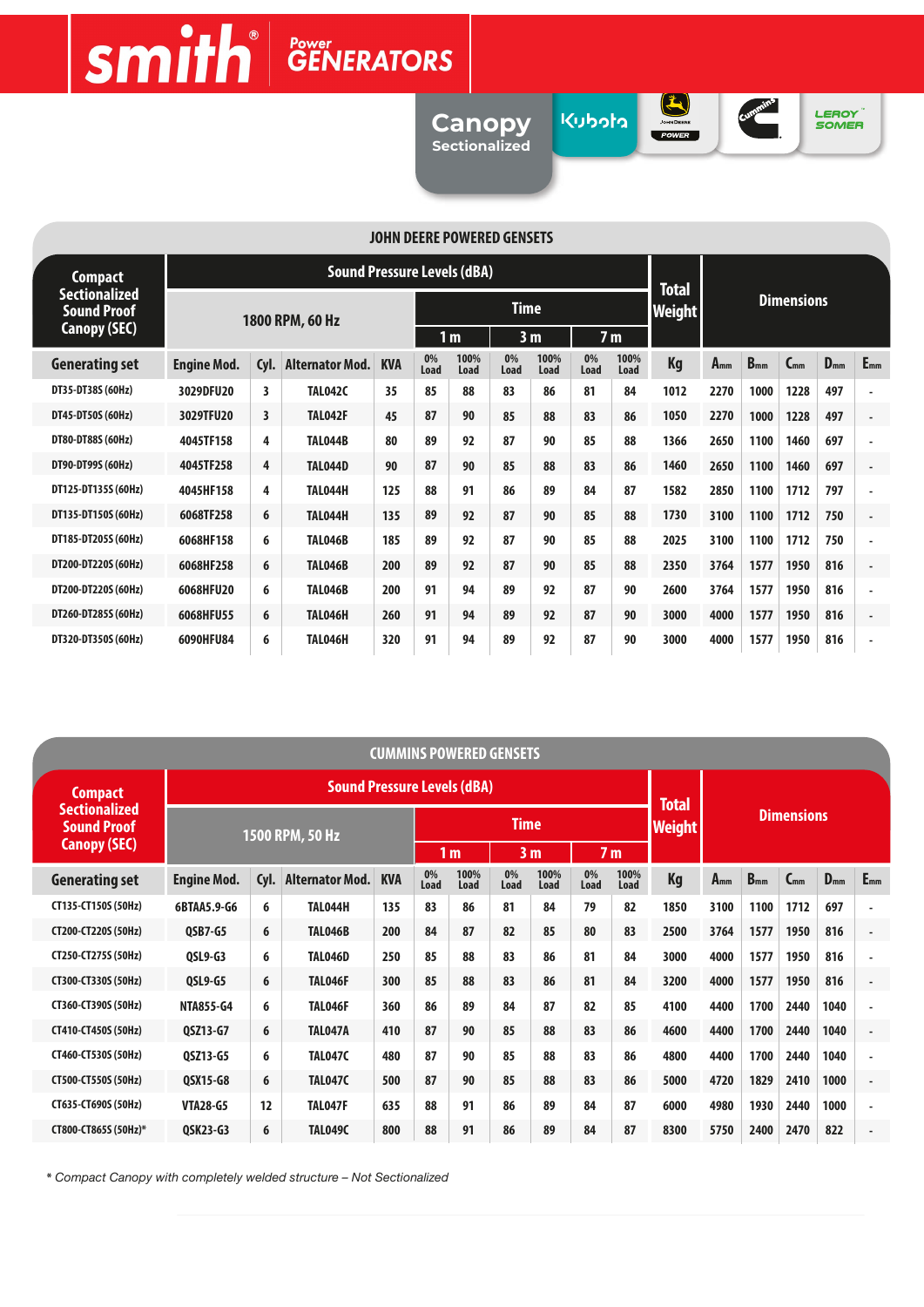smith® Power GENERATORS

Canopy Sectionalized

Kubota | John Deere POWER | Cummins | LEROY SOMER

## JOHN DEERE POWERED GENSETS

| Compact Sectionalized Sound Proof Canopy (SEC) | Sound Pressure Levels (dBA) | | | | | | | | | | Total Weight | Dimensions | | | | |
|---|---|---|---|---|---|---|---|---|---|---|---|---|---|---|---|---|
| | 1800 RPM, 60 Hz | | | | Time | | | | | | | | | | | |
| | | | | | 1 m | | 3 m | | 7 m | | | | | | | |
| Generating set | Engine Mod. | Cyl. | Alternator Mod. | KVA | 0% Load | 100% Load | 0% Load | 100% Load | 0% Load | 100% Load | Kg | A mm | B mm | C mm | D mm | E mm |
| DT35-DT38S (60Hz) | 3029DFU20 | 3 | TAL042C | 35 | 85 | 88 | 83 | 86 | 81 | 84 | 1012 | 2270 | 1000 | 1228 | 497 | - |
| DT45-DT50S (60Hz) | 3029TFU20 | 3 | TAL042F | 45 | 87 | 90 | 85 | 88 | 83 | 86 | 1050 | 2270 | 1000 | 1228 | 497 | - |
| DT80-DT88S (60Hz) | 4045TF158 | 4 | TAL044B | 80 | 89 | 92 | 87 | 90 | 85 | 88 | 1366 | 2650 | 1100 | 1460 | 697 | - |
| DT90-DT99S (60Hz) | 4045TF258 | 4 | TAL044D | 90 | 87 | 90 | 85 | 88 | 83 | 86 | 1460 | 2650 | 1100 | 1460 | 697 | - |
| DT125-DT135S (60Hz) | 4045HF158 | 4 | TAL044H | 125 | 88 | 91 | 86 | 89 | 84 | 87 | 1582 | 2850 | 1100 | 1712 | 797 | - |
| DT135-DT150S (60Hz) | 6068TF258 | 6 | TAL044H | 135 | 89 | 92 | 87 | 90 | 85 | 88 | 1730 | 3100 | 1100 | 1712 | 750 | - |
| DT185-DT205S (60Hz) | 6068HF158 | 6 | TAL046B | 185 | 89 | 92 | 87 | 90 | 85 | 88 | 2025 | 3100 | 1100 | 1712 | 750 | - |
| DT200-DT220S (60Hz) | 6068HF258 | 6 | TAL046B | 200 | 89 | 92 | 87 | 90 | 85 | 88 | 2350 | 3764 | 1577 | 1950 | 816 | - |
| DT200-DT220S (60Hz) | 6068HFU20 | 6 | TAL046B | 200 | 91 | 94 | 89 | 92 | 87 | 90 | 2600 | 3764 | 1577 | 1950 | 816 | - |
| DT260-DT285S (60Hz) | 6068HFU55 | 6 | TAL046H | 260 | 91 | 94 | 89 | 92 | 87 | 90 | 3000 | 4000 | 1577 | 1950 | 816 | - |
| DT320-DT350S (60Hz) | 6090HFU84 | 6 | TAL046H | 320 | 91 | 94 | 89 | 92 | 87 | 90 | 3000 | 4000 | 1577 | 1950 | 816 | - |

## CUMMINS POWERED GENSETS

| Compact Sectionalized Sound Proof Canopy (SEC) | Sound Pressure Levels (dBA) | | | | | | | | | | Total Weight | Dimensions | | | | |
|---|---|---|---|---|---|---|---|---|---|---|---|---|---|---|---|---|
| | 1500 RPM, 50 Hz | | | | Time | | | | | | | | | | | |
| | | | | | 1 m | | 3 m | | 7 m | | | | | | | |
| Generating set | Engine Mod. | Cyl. | Alternator Mod. | KVA | 0% Load | 100% Load | 0% Load | 100% Load | 0% Load | 100% Load | Kg | A mm | B mm | C mm | D mm | E mm |
| CT135-CT150S (50Hz) | 6BTAA5.9-G6 | 6 | TAL044H | 135 | 83 | 86 | 81 | 84 | 79 | 82 | 1850 | 3100 | 1100 | 1712 | 697 | - |
| CT200-CT220S (50Hz) | QSB7-G5 | 6 | TAL046B | 200 | 84 | 87 | 82 | 85 | 80 | 83 | 2500 | 3764 | 1577 | 1950 | 816 | - |
| CT250-CT275S (50Hz) | QSL9-G3 | 6 | TAL046D | 250 | 85 | 88 | 83 | 86 | 81 | 84 | 3000 | 4000 | 1577 | 1950 | 816 | - |
| CT300-CT330S (50Hz) | QSL9-G5 | 6 | TAL046F | 300 | 85 | 88 | 83 | 86 | 81 | 84 | 3200 | 4000 | 1577 | 1950 | 816 | - |
| CT360-CT390S (50Hz) | NTA855-G4 | 6 | TAL046F | 360 | 86 | 89 | 84 | 87 | 82 | 85 | 4100 | 4400 | 1700 | 2440 | 1040 | - |
| CT410-CT450S (50Hz) | QSZ13-G7 | 6 | TAL047A | 410 | 87 | 90 | 85 | 88 | 83 | 86 | 4600 | 4400 | 1700 | 2440 | 1040 | - |
| CT460-CT530S (50Hz) | QSZ13-G5 | 6 | TAL047C | 480 | 87 | 90 | 85 | 88 | 83 | 86 | 4800 | 4400 | 1700 | 2440 | 1040 | - |
| CT500-CT550S (50Hz) | QSX15-G8 | 6 | TAL047C | 500 | 87 | 90 | 85 | 88 | 83 | 86 | 5000 | 4720 | 1829 | 2410 | 1000 | - |
| CT635-CT690S (50Hz) | VTA28-G5 | 12 | TAL047F | 635 | 88 | 91 | 86 | 89 | 84 | 87 | 6000 | 4980 | 1930 | 2440 | 1000 | - |
| CT800-CT865S (50Hz)* | QSK23-G3 | 6 | TAL049C | 800 | 88 | 91 | 86 | 89 | 84 | 87 | 8300 | 5750 | 2400 | 2470 | 822 | - |

*\* Compact Canopy with completely welded structure – Not Sectionalized*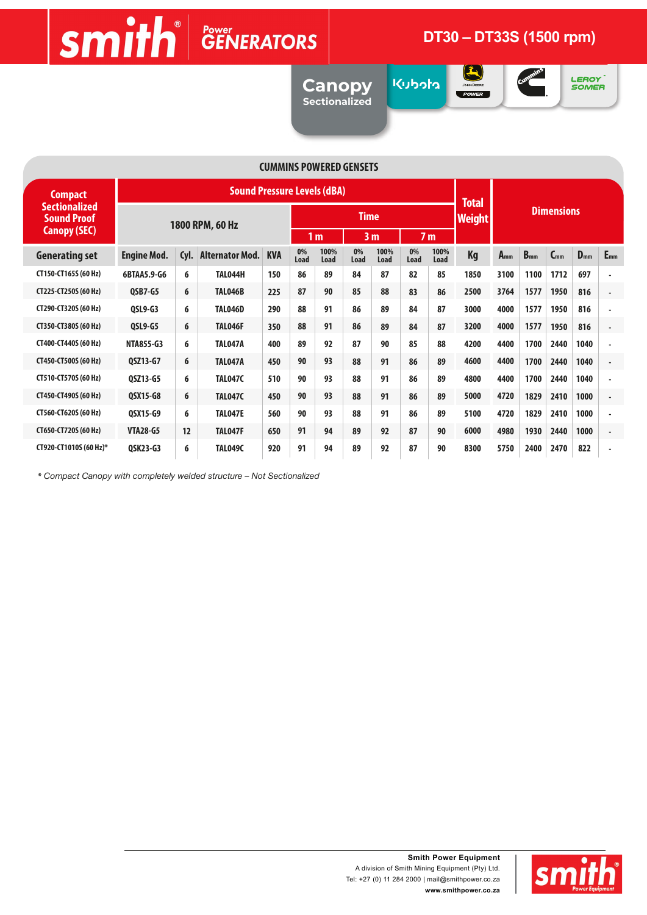# DT30 – DT33S (1500 rpm)

Canopy Sectionalized

## CUMMINS POWERED GENSETS

| Compact Sectionalized Sound Proof Canopy (SEC) | Sound Pressure Levels (dBA) | | | | | | | | | | Total Weight | Dimensions | | | | |
|---|---|---|---|---|---|---|---|---|---|---|---|---|---|---|---|---|
| | 1800 RPM, 60 Hz | | | | Time | | | | | | | | | | | |
| | | | | | 1 m | | 3 m | | 7 m | | | | | | | |
| Generating set | Engine Mod. | Cyl. | Alternator Mod. | KVA | 0% Load | 100% Load | 0% Load | 100% Load | 0% Load | 100% Load | Kg | Amm | Bmm | Cmm | Dmm | Emm |
| CT150-CT165S (60 Hz) | 6BTAA5.9-G6 | 6 | TAL044H | 150 | 86 | 89 | 84 | 87 | 82 | 85 | 1850 | 3100 | 1100 | 1712 | 697 | - |
| CT225-CT250S (60 Hz) | QSB7-G5 | 6 | TAL046B | 225 | 87 | 90 | 85 | 88 | 83 | 86 | 2500 | 3764 | 1577 | 1950 | 816 | - |
| CT290-CT320S (60 Hz) | QSL9-G3 | 6 | TAL046D | 290 | 88 | 91 | 86 | 89 | 84 | 87 | 3000 | 4000 | 1577 | 1950 | 816 | - |
| CT350-CT380S (60 Hz) | QSL9-G5 | 6 | TAL046F | 350 | 88 | 91 | 86 | 89 | 84 | 87 | 3200 | 4000 | 1577 | 1950 | 816 | - |
| CT400-CT440S (60 Hz) | NTA855-G3 | 6 | TAL047A | 400 | 89 | 92 | 87 | 90 | 85 | 88 | 4200 | 4400 | 1700 | 2440 | 1040 | - |
| CT450-CT500S (60 Hz) | QSZ13-G7 | 6 | TAL047A | 450 | 90 | 93 | 88 | 91 | 86 | 89 | 4600 | 4400 | 1700 | 2440 | 1040 | - |
| CT510-CT570S (60 Hz) | QSZ13-G5 | 6 | TAL047C | 510 | 90 | 93 | 88 | 91 | 86 | 89 | 4800 | 4400 | 1700 | 2440 | 1040 | - |
| CT450-CT490S (60 Hz) | QSX15-G8 | 6 | TAL047C | 450 | 90 | 93 | 88 | 91 | 86 | 89 | 5000 | 4720 | 1829 | 2410 | 1000 | - |
| CT560-CT620S (60 Hz) | QSX15-G9 | 6 | TAL047E | 560 | 90 | 93 | 88 | 91 | 86 | 89 | 5100 | 4720 | 1829 | 2410 | 1000 | - |
| CT650-CT720S (60 Hz) | VTA28-G5 | 12 | TAL047F | 650 | 91 | 94 | 89 | 92 | 87 | 90 | 6000 | 4980 | 1930 | 2440 | 1000 | - |
| CT920-CT1010S (60 Hz)* | QSK23-G3 | 6 | TAL049C | 920 | 91 | 94 | 89 | 92 | 87 | 90 | 8300 | 5750 | 2400 | 2470 | 822 | - |

*\* Compact Canopy with completely welded structure – Not Sectionalized*

**Smith Power Equipment**
A division of Smith Mining Equipment (Pty) Ltd.
Tel: +27 (0) 11 284 2000 | mail@smithpower.co.za
**www.smithpower.co.za**